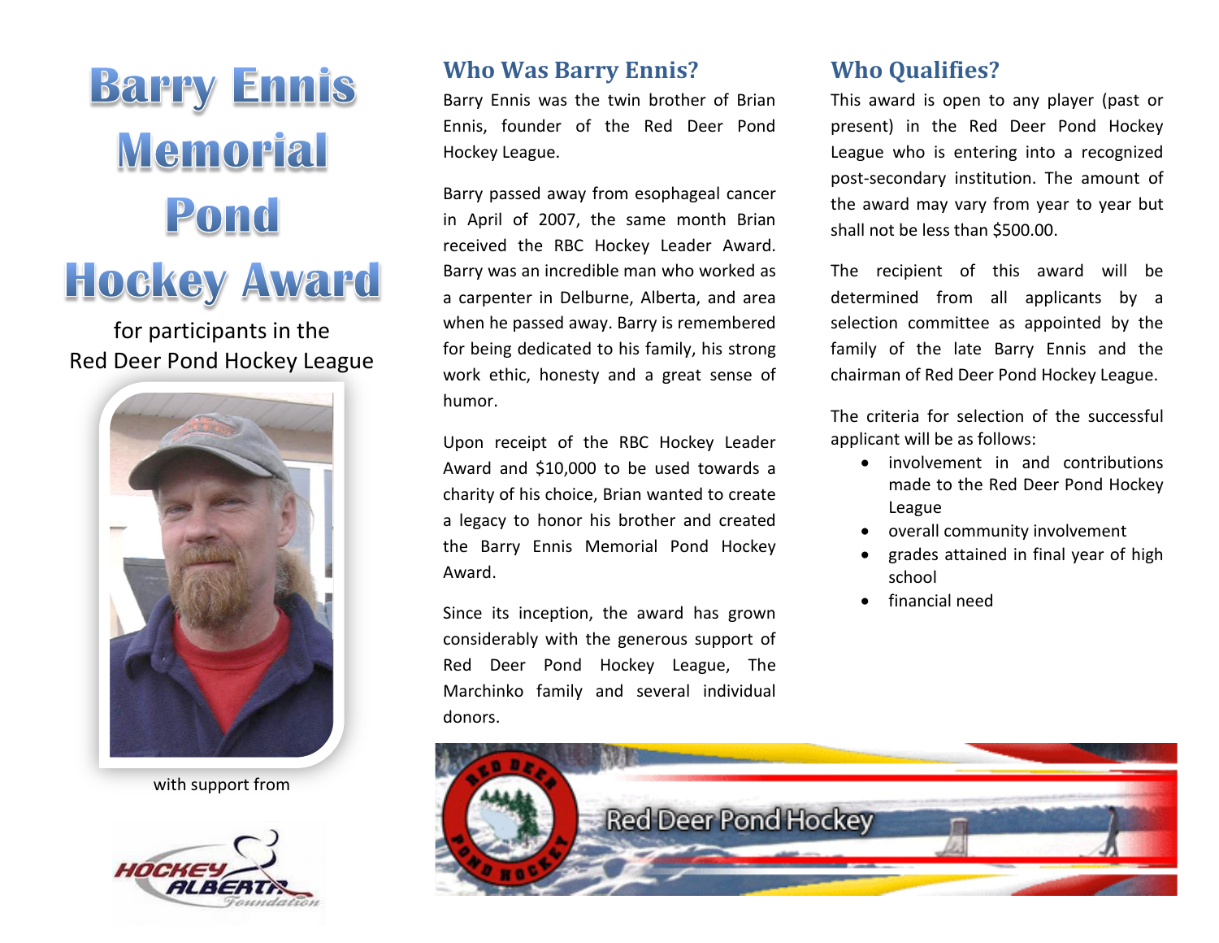# Barry Ennis Memorial Pond Hockey Award

for participants in the
Red Deer Pond Hockey League

with support from

## Who Was Barry Ennis?

Barry Ennis was the twin brother of Brian Ennis, founder of the Red Deer Pond Hockey League.

Barry passed away from esophageal cancer in April of 2007, the same month Brian received the RBC Hockey Leader Award. Barry was an incredible man who worked as a carpenter in Delburne, Alberta, and area when he passed away. Barry is remembered for being dedicated to his family, his strong work ethic, honesty and a great sense of humor.

Upon receipt of the RBC Hockey Leader Award and $10,000 to be used towards a charity of his choice, Brian wanted to create a legacy to honor his brother and created the Barry Ennis Memorial Pond Hockey Award.

Since its inception, the award has grown considerably with the generous support of Red Deer Pond Hockey League, The Marchinko family and several individual donors.

## Who Qualifies?

This award is open to any player (past or present) in the Red Deer Pond Hockey League who is entering into a recognized post-secondary institution. The amount of the award may vary from year to year but shall not be less than $500.00.

The recipient of this award will be determined from all applicants by a selection committee as appointed by the family of the late Barry Ennis and the chairman of Red Deer Pond Hockey League.

The criteria for selection of the successful applicant will be as follows:

- involvement in and contributions made to the Red Deer Pond Hockey League
- overall community involvement
- grades attained in final year of high school
- financial need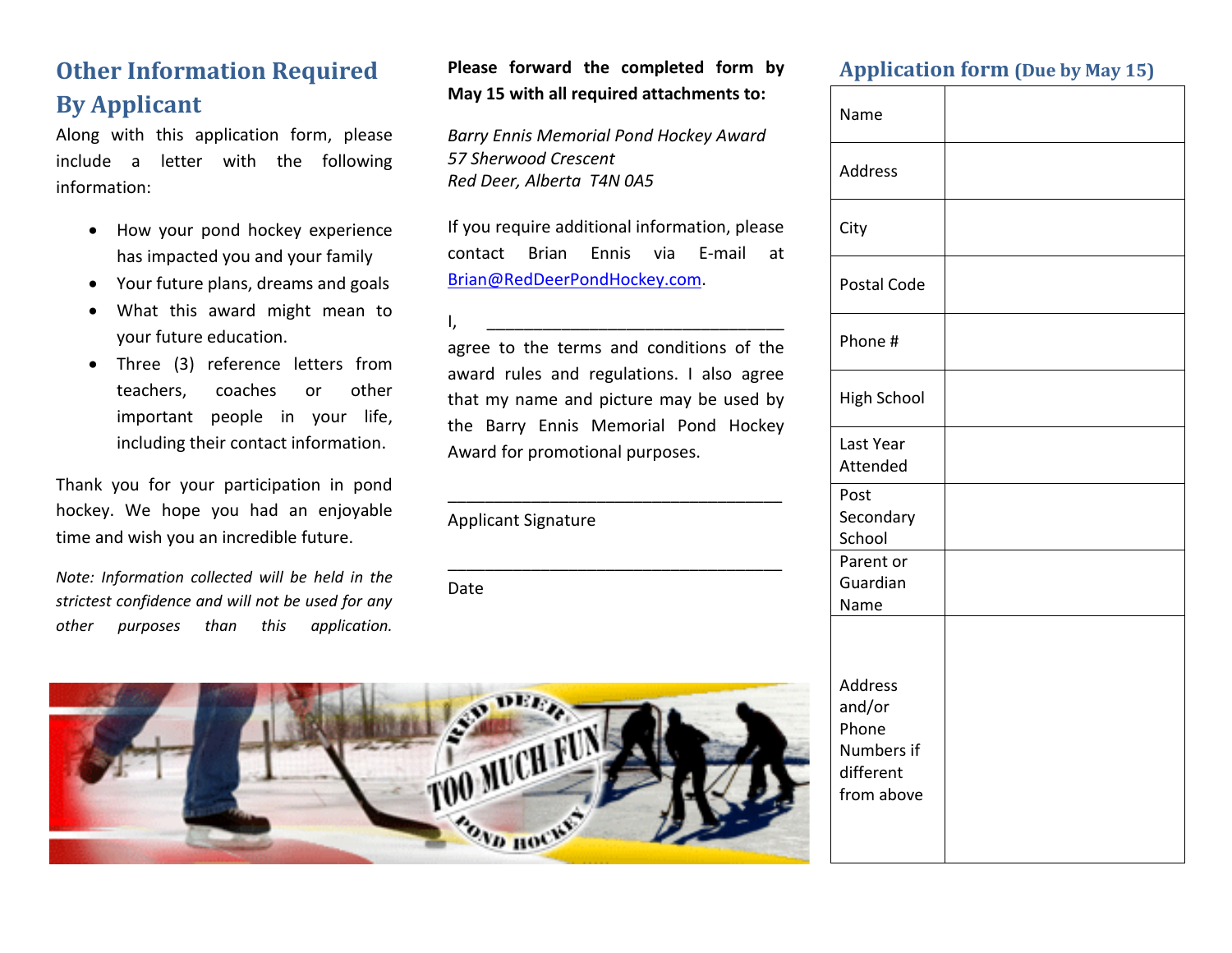## Other Information Required By Applicant

Along with this application form, please include a letter with the following information:

- How your pond hockey experience has impacted you and your family
- Your future plans, dreams and goals
- What this award might mean to your future education.
- Three (3) reference letters from teachers, coaches or other important people in your life, including their contact information.

Thank you for your participation in pond hockey. We hope you had an enjoyable time and wish you an incredible future.

*Note: Information collected will be held in the strictest confidence and will not be used for any other purposes than this application.*

**Please forward the completed form by May 15 with all required attachments to:**

*Barry Ennis Memorial Pond Hockey Award*
*57 Sherwood Crescent*
*Red Deer, Alberta T4N 0A5*

If you require additional information, please contact Brian Ennis via E-mail at Brian@RedDeerPondHockey.com.

I, ________________________________ agree to the terms and conditions of the award rules and regulations. I also agree that my name and picture may be used by the Barry Ennis Memorial Pond Hockey Award for promotional purposes.

_____________________________________

Applicant Signature

_____________________________________

Date

## Application form (Due by May 15)

| | |
|---|---|
| Name | |
| Address | |
| City | |
| Postal Code | |
| Phone # | |
| High School | |
| Last Year Attended | |
| Post Secondary School | |
| Parent or Guardian Name | |
| Address and/or Phone Numbers if different from above | |